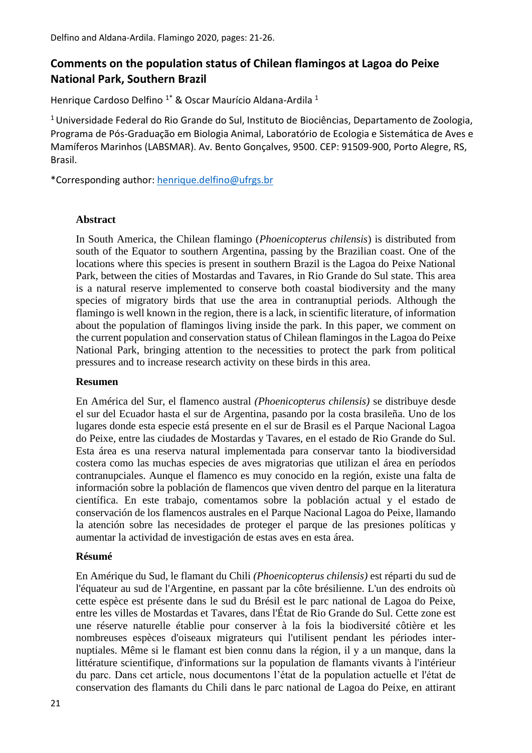# Comments on the population status of Chilean flamingos at Lagoa do Peixe National Park, Southern Brazil

Henrique Cardoso Delfino [1*] & Oscar Maurício Aldana-Ardila [1]

[1] Universidade Federal do Rio Grande do Sul, Instituto de Biociências, Departamento de Zoologia, Programa de Pós-Graduação em Biologia Animal, Laboratório de Ecologia e Sistemática de Aves e Mamíferos Marinhos (LABSMAR). Av. Bento Gonçalves, 9500. CEP: 91509-900, Porto Alegre, RS, Brasil.

*Corresponding author: henrique.delfino@ufrgs.br

## Abstract

In South America, the Chilean flamingo (*Phoenicopterus chilensis*) is distributed from south of the Equator to southern Argentina, passing by the Brazilian coast. One of the locations where this species is present in southern Brazil is the Lagoa do Peixe National Park, between the cities of Mostardas and Tavares, in Rio Grande do Sul state. This area is a natural reserve implemented to conserve both coastal biodiversity and the many species of migratory birds that use the area in contranuptial periods. Although the flamingo is well known in the region, there is a lack, in scientific literature, of information about the population of flamingos living inside the park. In this paper, we comment on the current population and conservation status of Chilean flamingos in the Lagoa do Peixe National Park, bringing attention to the necessities to protect the park from political pressures and to increase research activity on these birds in this area.

## Resumen

En América del Sur, el flamenco austral *(Phoenicopterus chilensis)* se distribuye desde el sur del Ecuador hasta el sur de Argentina, pasando por la costa brasileña. Uno de los lugares donde esta especie está presente en el sur de Brasil es el Parque Nacional Lagoa do Peixe, entre las ciudades de Mostardas y Tavares, en el estado de Rio Grande do Sul. Esta área es una reserva natural implementada para conservar tanto la biodiversidad costera como las muchas especies de aves migratorias que utilizan el área en períodos contranupciales. Aunque el flamenco es muy conocido en la región, existe una falta de información sobre la población de flamencos que viven dentro del parque en la literatura científica. En este trabajo, comentamos sobre la población actual y el estado de conservación de los flamencos australes en el Parque Nacional Lagoa do Peixe, llamando la atención sobre las necesidades de proteger el parque de las presiones políticas y aumentar la actividad de investigación de estas aves en esta área.

## Résumé

En Amérique du Sud, le flamant du Chili *(Phoenicopterus chilensis)* est réparti du sud de l'équateur au sud de l'Argentine, en passant par la côte brésilienne. L'un des endroits où cette espèce est présente dans le sud du Brésil est le parc national de Lagoa do Peixe, entre les villes de Mostardas et Tavares, dans l'État de Rio Grande do Sul. Cette zone est une réserve naturelle établie pour conserver à la fois la biodiversité côtière et les nombreuses espèces d'oiseaux migrateurs qui l'utilisent pendant les périodes inter-nuptiales. Même si le flamant est bien connu dans la région, il y a un manque, dans la littérature scientifique, d'informations sur la population de flamants vivants à l'intérieur du parc. Dans cet article, nous documentons l'état de la population actuelle et l'état de conservation des flamants du Chili dans le parc national de Lagoa do Peixe, en attirant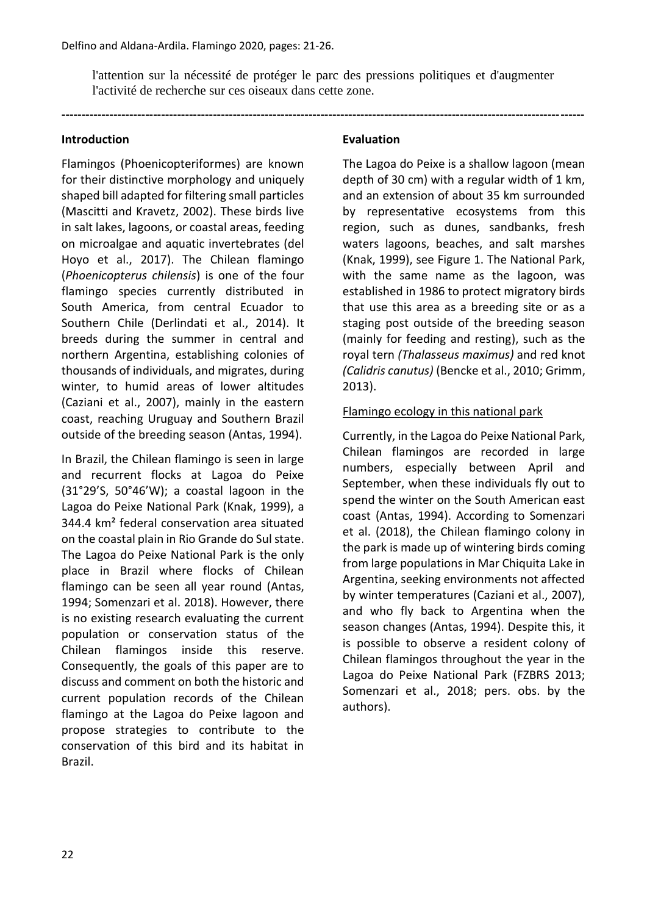l'attention sur la nécessité de protéger le parc des pressions politiques et d'augmenter l'activité de recherche sur ces oiseaux dans cette zone.

---

## Introduction

Flamingos (Phoenicopteriformes) are known for their distinctive morphology and uniquely shaped bill adapted for filtering small particles (Mascitti and Kravetz, 2002). These birds live in salt lakes, lagoons, or coastal areas, feeding on microalgae and aquatic invertebrates (del Hoyo et al., 2017). The Chilean flamingo (*Phoenicopterus chilensis*) is one of the four flamingo species currently distributed in South America, from central Ecuador to Southern Chile (Derlindati et al., 2014). It breeds during the summer in central and northern Argentina, establishing colonies of thousands of individuals, and migrates, during winter, to humid areas of lower altitudes (Caziani et al., 2007), mainly in the eastern coast, reaching Uruguay and Southern Brazil outside of the breeding season (Antas, 1994).

In Brazil, the Chilean flamingo is seen in large and recurrent flocks at Lagoa do Peixe (31°29'S, 50°46'W); a coastal lagoon in the Lagoa do Peixe National Park (Knak, 1999), a 344.4 km² federal conservation area situated on the coastal plain in Rio Grande do Sul state. The Lagoa do Peixe National Park is the only place in Brazil where flocks of Chilean flamingo can be seen all year round (Antas, 1994; Somenzari et al. 2018). However, there is no existing research evaluating the current population or conservation status of the Chilean flamingos inside this reserve. Consequently, the goals of this paper are to discuss and comment on both the historic and current population records of the Chilean flamingo at the Lagoa do Peixe lagoon and propose strategies to contribute to the conservation of this bird and its habitat in Brazil.

## Evaluation

The Lagoa do Peixe is a shallow lagoon (mean depth of 30 cm) with a regular width of 1 km, and an extension of about 35 km surrounded by representative ecosystems from this region, such as dunes, sandbanks, fresh waters lagoons, beaches, and salt marshes (Knak, 1999), see Figure 1. The National Park, with the same name as the lagoon, was established in 1986 to protect migratory birds that use this area as a breeding site or as a staging post outside of the breeding season (mainly for feeding and resting), such as the royal tern *(Thalasseus maximus)* and red knot *(Calidris canutus)* (Bencke et al., 2010; Grimm, 2013).

### Flamingo ecology in this national park

Currently, in the Lagoa do Peixe National Park, Chilean flamingos are recorded in large numbers, especially between April and September, when these individuals fly out to spend the winter on the South American east coast (Antas, 1994). According to Somenzari et al. (2018), the Chilean flamingo colony in the park is made up of wintering birds coming from large populations in Mar Chiquita Lake in Argentina, seeking environments not affected by winter temperatures (Caziani et al., 2007), and who fly back to Argentina when the season changes (Antas, 1994). Despite this, it is possible to observe a resident colony of Chilean flamingos throughout the year in the Lagoa do Peixe National Park (FZBRS 2013; Somenzari et al., 2018; pers. obs. by the authors).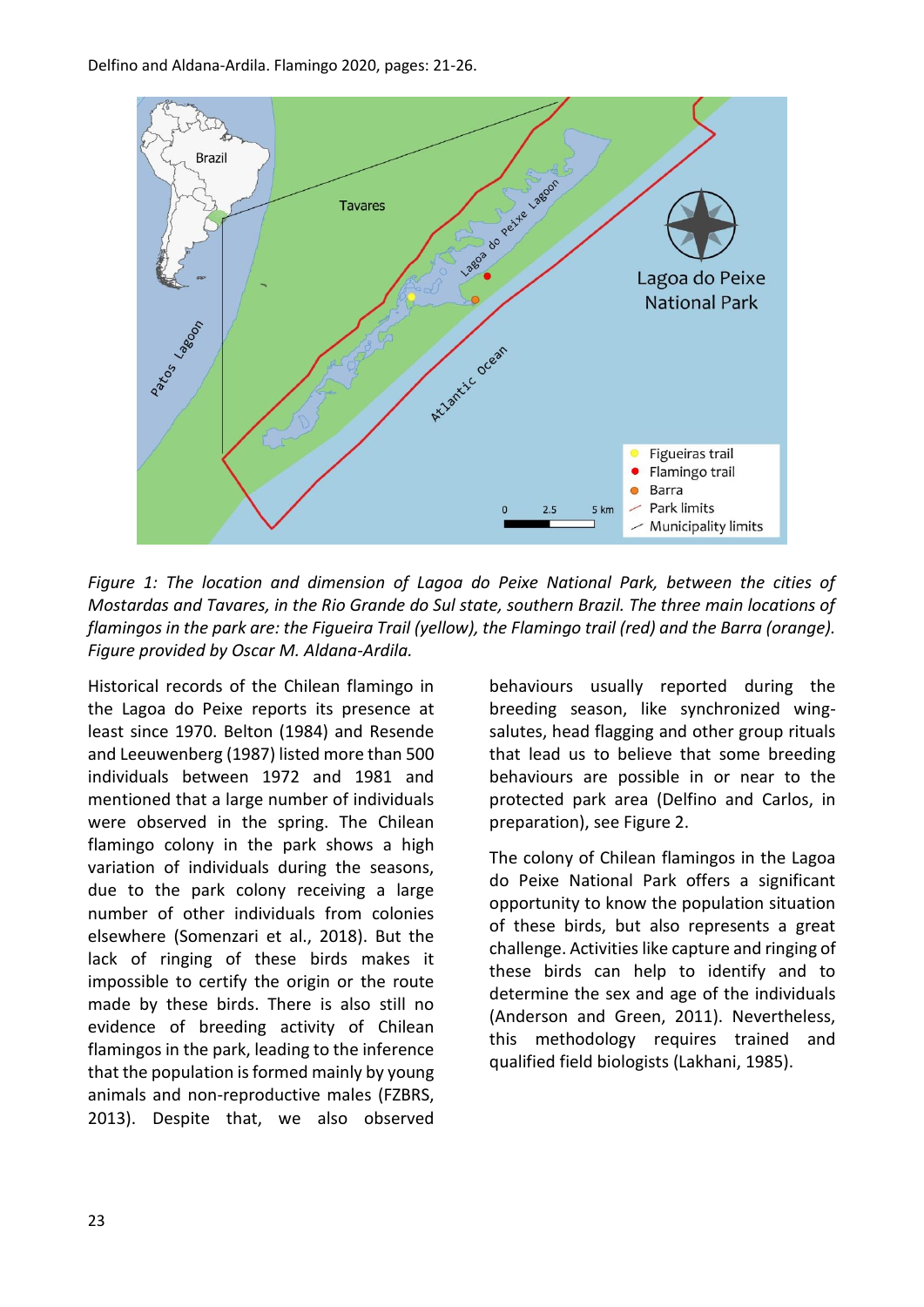*Figure 1: The location and dimension of Lagoa do Peixe National Park, between the cities of Mostardas and Tavares, in the Rio Grande do Sul state, southern Brazil. The three main locations of flamingos in the park are: the Figueira Trail (yellow), the Flamingo trail (red) and the Barra (orange). Figure provided by Oscar M. Aldana-Ardila.*

Historical records of the Chilean flamingo in the Lagoa do Peixe reports its presence at least since 1970. Belton (1984) and Resende and Leeuwenberg (1987) listed more than 500 individuals between 1972 and 1981 and mentioned that a large number of individuals were observed in the spring. The Chilean flamingo colony in the park shows a high variation of individuals during the seasons, due to the park colony receiving a large number of other individuals from colonies elsewhere (Somenzari et al., 2018). But the lack of ringing of these birds makes it impossible to certify the origin or the route made by these birds. There is also still no evidence of breeding activity of Chilean flamingos in the park, leading to the inference that the population is formed mainly by young animals and non-reproductive males (FZBRS, 2013). Despite that, we also observed behaviours usually reported during the breeding season, like synchronized wing-salutes, head flagging and other group rituals that lead us to believe that some breeding behaviours are possible in or near to the protected park area (Delfino and Carlos, in preparation), see Figure 2.

The colony of Chilean flamingos in the Lagoa do Peixe National Park offers a significant opportunity to know the population situation of these birds, but also represents a great challenge. Activities like capture and ringing of these birds can help to identify and to determine the sex and age of the individuals (Anderson and Green, 2011). Nevertheless, this methodology requires trained and qualified field biologists (Lakhani, 1985).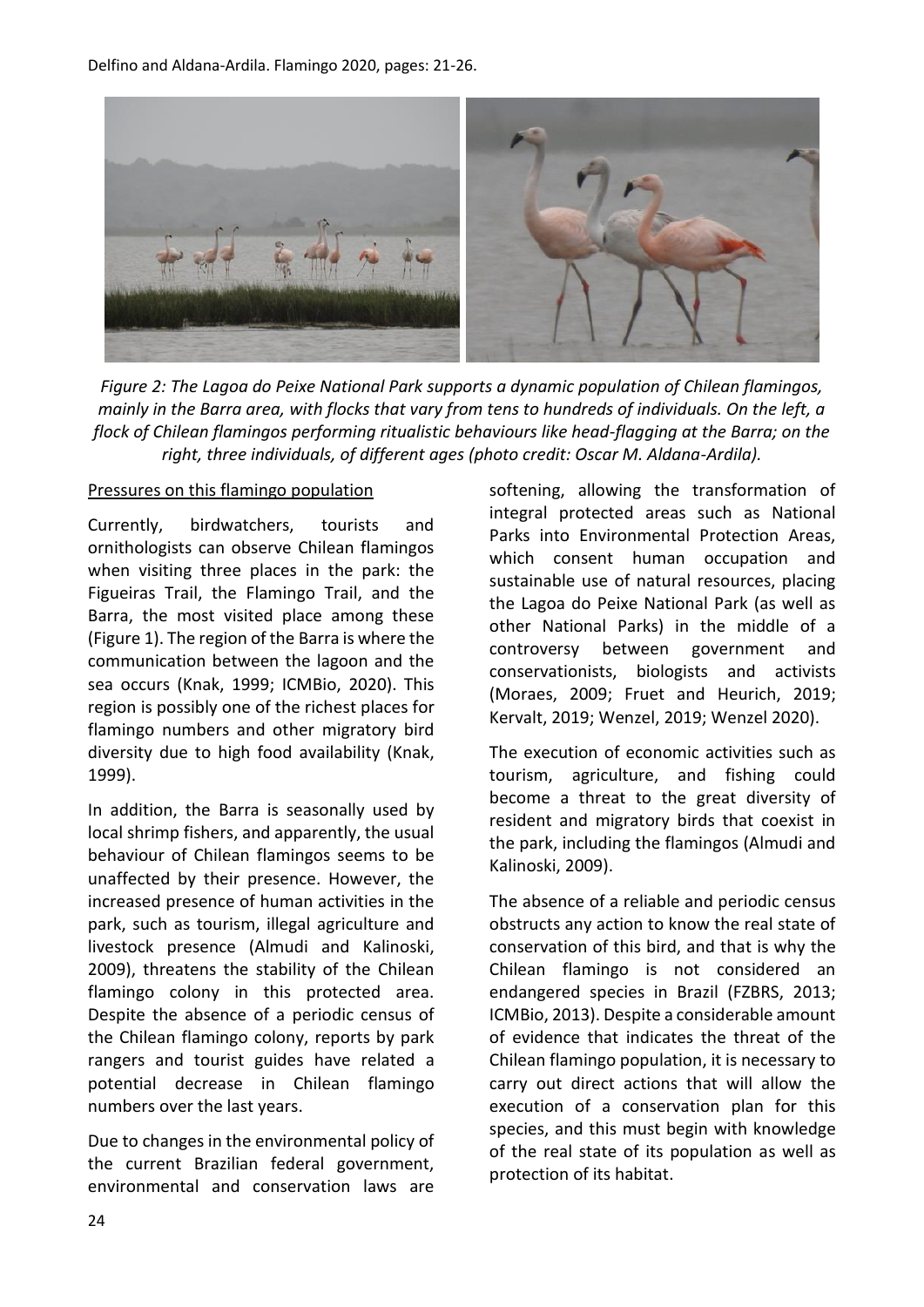*Figure 2: The Lagoa do Peixe National Park supports a dynamic population of Chilean flamingos, mainly in the Barra area, with flocks that vary from tens to hundreds of individuals. On the left, a flock of Chilean flamingos performing ritualistic behaviours like head-flagging at the Barra; on the right, three individuals, of different ages (photo credit: Oscar M. Aldana-Ardila).*

Pressures on this flamingo population

Currently, birdwatchers, tourists and ornithologists can observe Chilean flamingos when visiting three places in the park: the Figueiras Trail, the Flamingo Trail, and the Barra, the most visited place among these (Figure 1). The region of the Barra is where the communication between the lagoon and the sea occurs (Knak, 1999; ICMBio, 2020). This region is possibly one of the richest places for flamingo numbers and other migratory bird diversity due to high food availability (Knak, 1999).

In addition, the Barra is seasonally used by local shrimp fishers, and apparently, the usual behaviour of Chilean flamingos seems to be unaffected by their presence. However, the increased presence of human activities in the park, such as tourism, illegal agriculture and livestock presence (Almudi and Kalinoski, 2009), threatens the stability of the Chilean flamingo colony in this protected area. Despite the absence of a periodic census of the Chilean flamingo colony, reports by park rangers and tourist guides have related a potential decrease in Chilean flamingo numbers over the last years.

Due to changes in the environmental policy of the current Brazilian federal government, environmental and conservation laws are softening, allowing the transformation of integral protected areas such as National Parks into Environmental Protection Areas, which consent human occupation and sustainable use of natural resources, placing the Lagoa do Peixe National Park (as well as other National Parks) in the middle of a controversy between government and conservationists, biologists and activists (Moraes, 2009; Fruet and Heurich, 2019; Kervalt, 2019; Wenzel, 2019; Wenzel 2020).

The execution of economic activities such as tourism, agriculture, and fishing could become a threat to the great diversity of resident and migratory birds that coexist in the park, including the flamingos (Almudi and Kalinoski, 2009).

The absence of a reliable and periodic census obstructs any action to know the real state of conservation of this bird, and that is why the Chilean flamingo is not considered an endangered species in Brazil (FZBRS, 2013; ICMBio, 2013). Despite a considerable amount of evidence that indicates the threat of the Chilean flamingo population, it is necessary to carry out direct actions that will allow the execution of a conservation plan for this species, and this must begin with knowledge of the real state of its population as well as protection of its habitat.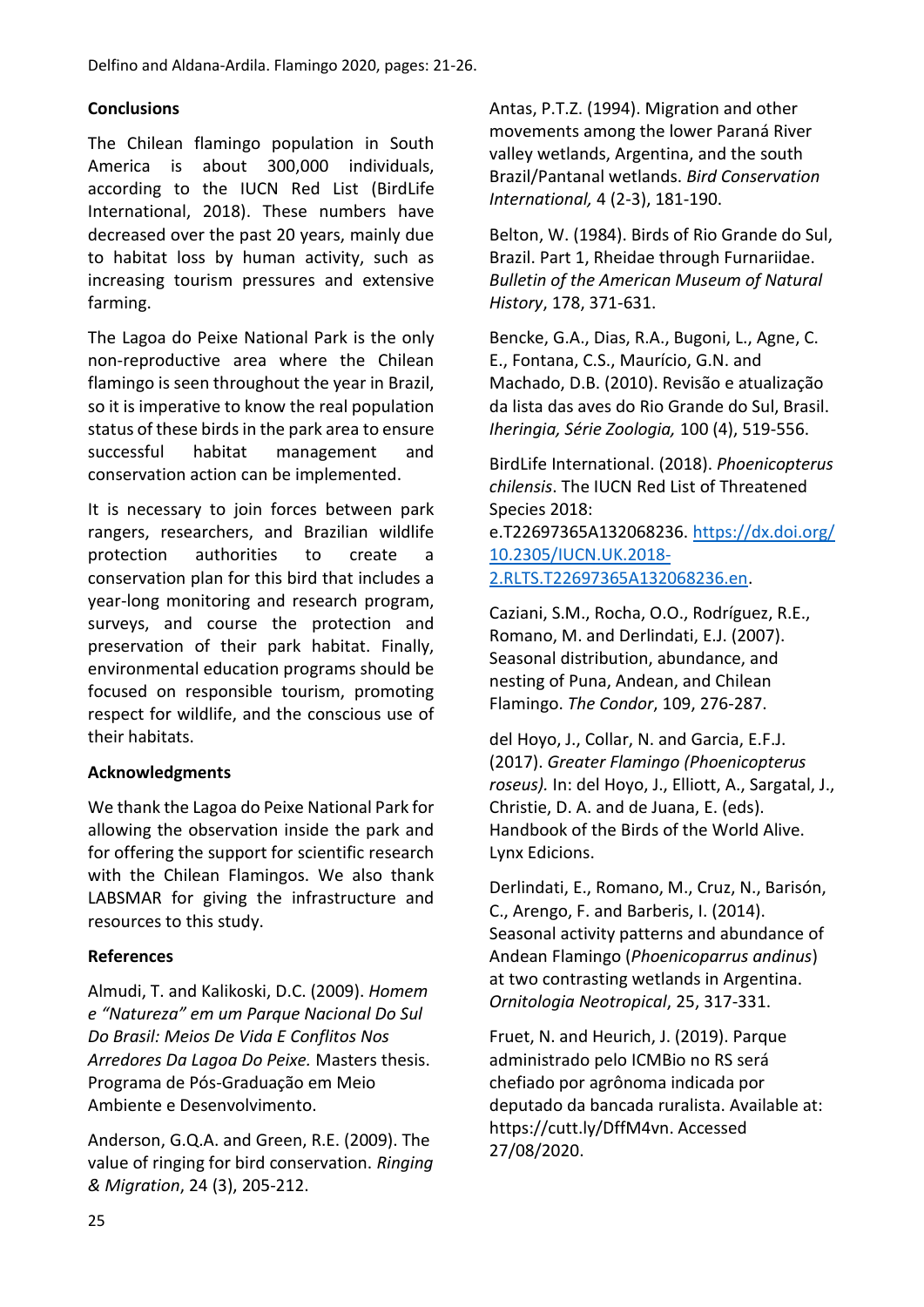## Conclusions

The Chilean flamingo population in South America is about 300,000 individuals, according to the IUCN Red List (BirdLife International, 2018). These numbers have decreased over the past 20 years, mainly due to habitat loss by human activity, such as increasing tourism pressures and extensive farming.

The Lagoa do Peixe National Park is the only non-reproductive area where the Chilean flamingo is seen throughout the year in Brazil, so it is imperative to know the real population status of these birds in the park area to ensure successful habitat management and conservation action can be implemented.

It is necessary to join forces between park rangers, researchers, and Brazilian wildlife protection authorities to create a conservation plan for this bird that includes a year-long monitoring and research program, surveys, and course the protection and preservation of their park habitat. Finally, environmental education programs should be focused on responsible tourism, promoting respect for wildlife, and the conscious use of their habitats.

## Acknowledgments

We thank the Lagoa do Peixe National Park for allowing the observation inside the park and for offering the support for scientific research with the Chilean Flamingos. We also thank LABSMAR for giving the infrastructure and resources to this study.

## References

Almudi, T. and Kalikoski, D.C. (2009). *Homem e "Natureza" em um Parque Nacional Do Sul Do Brasil: Meios De Vida E Conflitos Nos Arredores Da Lagoa Do Peixe.* Masters thesis. Programa de Pós-Graduação em Meio Ambiente e Desenvolvimento.

Anderson, G.Q.A. and Green, R.E. (2009). The value of ringing for bird conservation. *Ringing & Migration*, 24 (3), 205-212.

Antas, P.T.Z. (1994). Migration and other movements among the lower Paraná River valley wetlands, Argentina, and the south Brazil/Pantanal wetlands. *Bird Conservation International,* 4 (2-3), 181-190.

Belton, W. (1984). Birds of Rio Grande do Sul, Brazil. Part 1, Rheidae through Furnariidae. *Bulletin of the American Museum of Natural History*, 178, 371-631.

Bencke, G.A., Dias, R.A., Bugoni, L., Agne, C. E., Fontana, C.S., Maurício, G.N. and Machado, D.B. (2010). Revisão e atualização da lista das aves do Rio Grande do Sul, Brasil. *Iheringia, Série Zoologia,* 100 (4), 519-556.

BirdLife International. (2018). *Phoenicopterus chilensis*. The IUCN Red List of Threatened Species 2018: e.T22697365A132068236. https://dx.doi.org/10.2305/IUCN.UK.2018-2.RLTS.T22697365A132068236.en.

Caziani, S.M., Rocha, O.O., Rodríguez, R.E., Romano, M. and Derlindati, E.J. (2007). Seasonal distribution, abundance, and nesting of Puna, Andean, and Chilean Flamingo. *The Condor*, 109, 276-287.

del Hoyo, J., Collar, N. and Garcia, E.F.J. (2017). *Greater Flamingo (Phoenicopterus roseus).* In: del Hoyo, J., Elliott, A., Sargatal, J., Christie, D. A. and de Juana, E. (eds). Handbook of the Birds of the World Alive. Lynx Edicions.

Derlindati, E., Romano, M., Cruz, N., Barisón, C., Arengo, F. and Barberis, I. (2014). Seasonal activity patterns and abundance of Andean Flamingo (*Phoenicoparrus andinus*) at two contrasting wetlands in Argentina. *Ornitologia Neotropical*, 25, 317-331.

Fruet, N. and Heurich, J. (2019). Parque administrado pelo ICMBio no RS será chefiado por agrônoma indicada por deputado da bancada ruralista. Available at: https://cutt.ly/DffM4vn. Accessed 27/08/2020.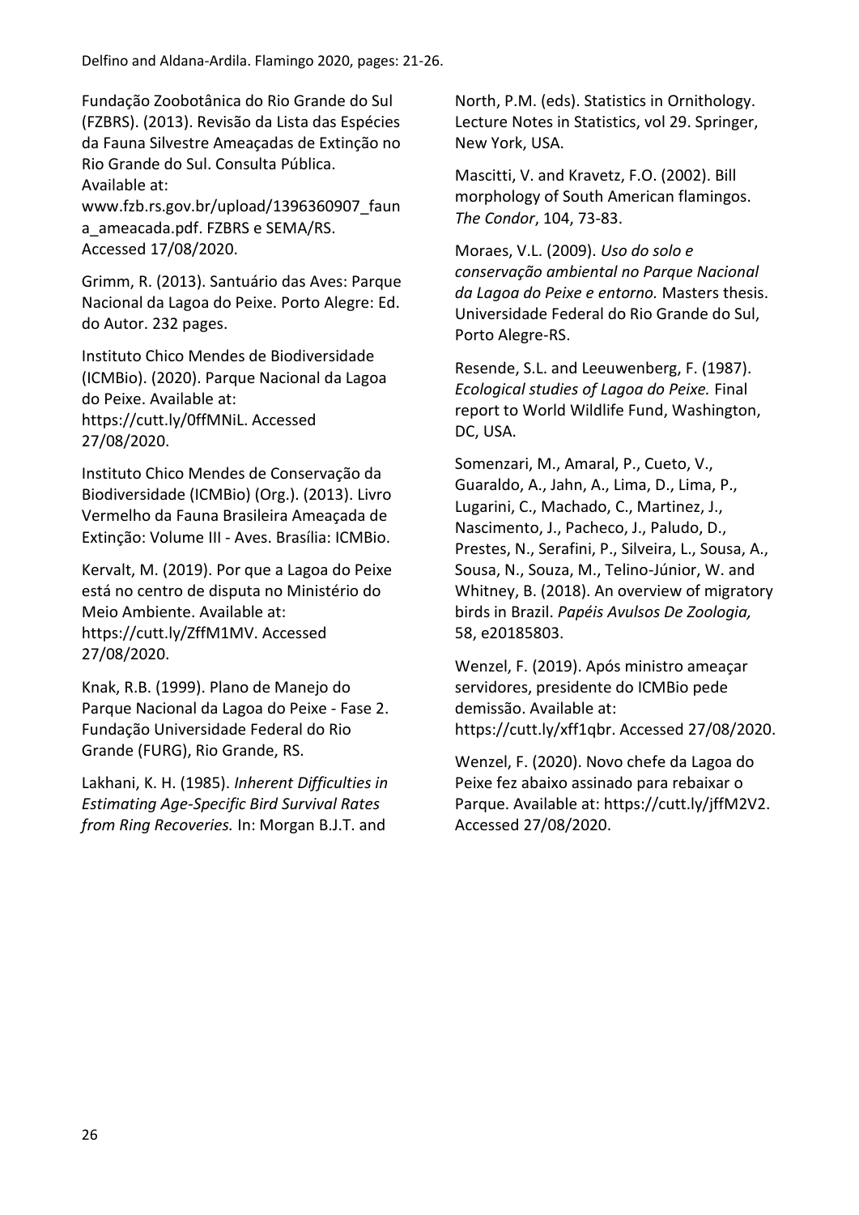Fundação Zoobotânica do Rio Grande do Sul (FZBRS). (2013). Revisão da Lista das Espécies da Fauna Silvestre Ameaçadas de Extinção no Rio Grande do Sul. Consulta Pública. Available at: www.fzb.rs.gov.br/upload/1396360907_fauna_ameacada.pdf. FZBRS e SEMA/RS. Accessed 17/08/2020.

Grimm, R. (2013). Santuário das Aves: Parque Nacional da Lagoa do Peixe. Porto Alegre: Ed. do Autor. 232 pages.

Instituto Chico Mendes de Biodiversidade (ICMBio). (2020). Parque Nacional da Lagoa do Peixe. Available at: https://cutt.ly/0ffMNiL. Accessed 27/08/2020.

Instituto Chico Mendes de Conservação da Biodiversidade (ICMBio) (Org.). (2013). Livro Vermelho da Fauna Brasileira Ameaçada de Extinção: Volume III - Aves. Brasília: ICMBio.

Kervalt, M. (2019). Por que a Lagoa do Peixe está no centro de disputa no Ministério do Meio Ambiente. Available at: https://cutt.ly/ZffM1MV. Accessed 27/08/2020.

Knak, R.B. (1999). Plano de Manejo do Parque Nacional da Lagoa do Peixe - Fase 2. Fundação Universidade Federal do Rio Grande (FURG), Rio Grande, RS.

Lakhani, K. H. (1985). *Inherent Difficulties in Estimating Age-Specific Bird Survival Rates from Ring Recoveries.* In: Morgan B.J.T. and North, P.M. (eds). Statistics in Ornithology. Lecture Notes in Statistics, vol 29. Springer, New York, USA.

Mascitti, V. and Kravetz, F.O. (2002). Bill morphology of South American flamingos. *The Condor*, 104, 73-83.

Moraes, V.L. (2009). *Uso do solo e conservação ambiental no Parque Nacional da Lagoa do Peixe e entorno.* Masters thesis. Universidade Federal do Rio Grande do Sul, Porto Alegre-RS.

Resende, S.L. and Leeuwenberg, F. (1987). *Ecological studies of Lagoa do Peixe.* Final report to World Wildlife Fund, Washington, DC, USA.

Somenzari, M., Amaral, P., Cueto, V., Guaraldo, A., Jahn, A., Lima, D., Lima, P., Lugarini, C., Machado, C., Martinez, J., Nascimento, J., Pacheco, J., Paludo, D., Prestes, N., Serafini, P., Silveira, L., Sousa, A., Sousa, N., Souza, M., Telino-Júnior, W. and Whitney, B. (2018). An overview of migratory birds in Brazil. *Papéis Avulsos De Zoologia,* 58, e20185803.

Wenzel, F. (2019). Após ministro ameaçar servidores, presidente do ICMBio pede demissão. Available at: https://cutt.ly/xff1qbr. Accessed 27/08/2020.

Wenzel, F. (2020). Novo chefe da Lagoa do Peixe fez abaixo assinado para rebaixar o Parque. Available at: https://cutt.ly/jffM2V2. Accessed 27/08/2020.